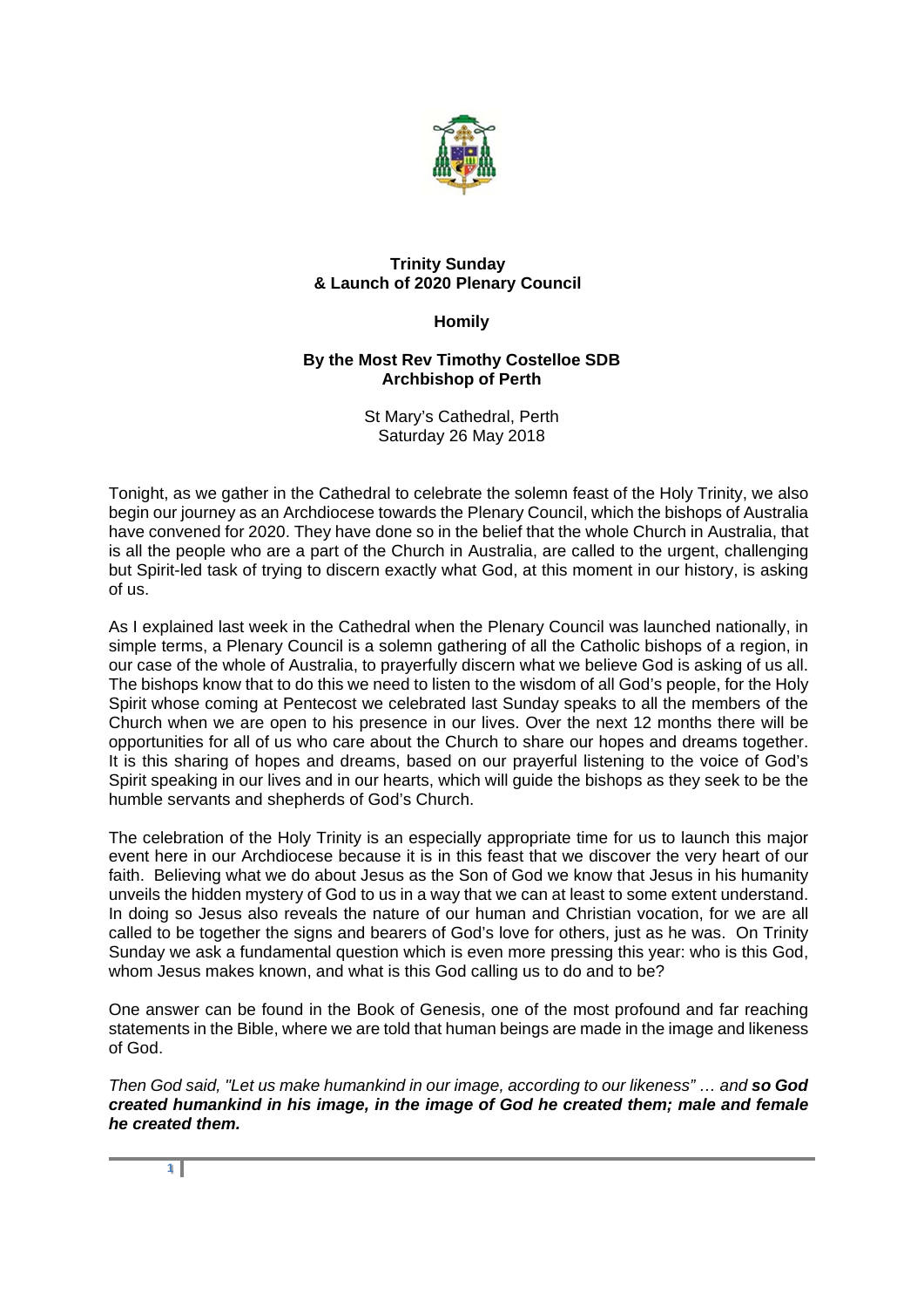**Trinity Sunday**
**& Launch of 2020 Plenary Council**

**Homily**

**By the Most Rev Timothy Costelloe SDB**
**Archbishop of Perth**

St Mary's Cathedral, Perth
Saturday 26 May 2018

Tonight, as we gather in the Cathedral to celebrate the solemn feast of the Holy Trinity, we also begin our journey as an Archdiocese towards the Plenary Council, which the bishops of Australia have convened for 2020. They have done so in the belief that the whole Church in Australia, that is all the people who are a part of the Church in Australia, are called to the urgent, challenging but Spirit-led task of trying to discern exactly what God, at this moment in our history, is asking of us.

As I explained last week in the Cathedral when the Plenary Council was launched nationally, in simple terms, a Plenary Council is a solemn gathering of all the Catholic bishops of a region, in our case of the whole of Australia, to prayerfully discern what we believe God is asking of us all. The bishops know that to do this we need to listen to the wisdom of all God's people, for the Holy Spirit whose coming at Pentecost we celebrated last Sunday speaks to all the members of the Church when we are open to his presence in our lives. Over the next 12 months there will be opportunities for all of us who care about the Church to share our hopes and dreams together. It is this sharing of hopes and dreams, based on our prayerful listening to the voice of God's Spirit speaking in our lives and in our hearts, which will guide the bishops as they seek to be the humble servants and shepherds of God's Church.

The celebration of the Holy Trinity is an especially appropriate time for us to launch this major event here in our Archdiocese because it is in this feast that we discover the very heart of our faith. Believing what we do about Jesus as the Son of God we know that Jesus in his humanity unveils the hidden mystery of God to us in a way that we can at least to some extent understand. In doing so Jesus also reveals the nature of our human and Christian vocation, for we are all called to be together the signs and bearers of God's love for others, just as he was. On Trinity Sunday we ask a fundamental question which is even more pressing this year: who is this God, whom Jesus makes known, and what is this God calling us to do and to be?

One answer can be found in the Book of Genesis, one of the most profound and far reaching statements in the Bible, where we are told that human beings are made in the image and likeness of God.

*Then God said, "Let us make humankind in our image, according to our likeness" … and* ***so God created humankind in his image, in the image of God he created them; male and female he created them.***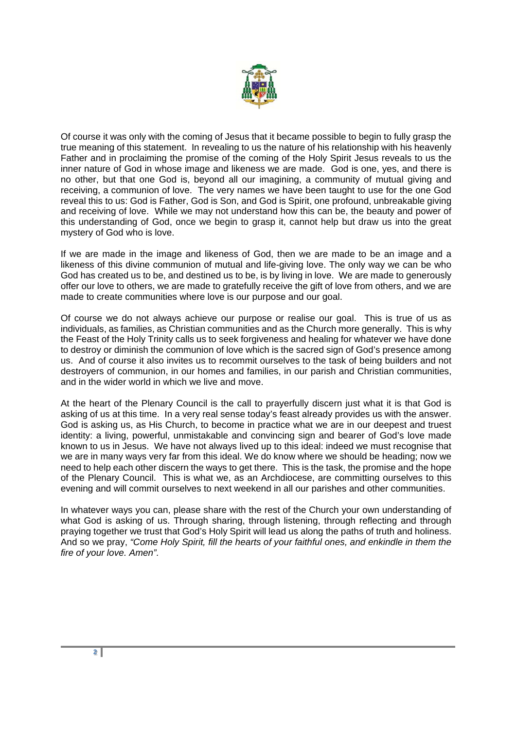Of course it was only with the coming of Jesus that it became possible to begin to fully grasp the true meaning of this statement. In revealing to us the nature of his relationship with his heavenly Father and in proclaiming the promise of the coming of the Holy Spirit Jesus reveals to us the inner nature of God in whose image and likeness we are made. God is one, yes, and there is no other, but that one God is, beyond all our imagining, a community of mutual giving and receiving, a communion of love. The very names we have been taught to use for the one God reveal this to us: God is Father, God is Son, and God is Spirit, one profound, unbreakable giving and receiving of love. While we may not understand how this can be, the beauty and power of this understanding of God, once we begin to grasp it, cannot help but draw us into the great mystery of God who is love.

If we are made in the image and likeness of God, then we are made to be an image and a likeness of this divine communion of mutual and life-giving love. The only way we can be who God has created us to be, and destined us to be, is by living in love. We are made to generously offer our love to others, we are made to gratefully receive the gift of love from others, and we are made to create communities where love is our purpose and our goal.

Of course we do not always achieve our purpose or realise our goal. This is true of us as individuals, as families, as Christian communities and as the Church more generally. This is why the Feast of the Holy Trinity calls us to seek forgiveness and healing for whatever we have done to destroy or diminish the communion of love which is the sacred sign of God's presence among us. And of course it also invites us to recommit ourselves to the task of being builders and not destroyers of communion, in our homes and families, in our parish and Christian communities, and in the wider world in which we live and move.

At the heart of the Plenary Council is the call to prayerfully discern just what it is that God is asking of us at this time. In a very real sense today's feast already provides us with the answer. God is asking us, as His Church, to become in practice what we are in our deepest and truest identity: a living, powerful, unmistakable and convincing sign and bearer of God's love made known to us in Jesus. We have not always lived up to this ideal: indeed we must recognise that we are in many ways very far from this ideal. We do know where we should be heading; now we need to help each other discern the ways to get there. This is the task, the promise and the hope of the Plenary Council. This is what we, as an Archdiocese, are committing ourselves to this evening and will commit ourselves to next weekend in all our parishes and other communities.

In whatever ways you can, please share with the rest of the Church your own understanding of what God is asking of us. Through sharing, through listening, through reflecting and through praying together we trust that God's Holy Spirit will lead us along the paths of truth and holiness. And so we pray, *"Come Holy Spirit, fill the hearts of your faithful ones, and enkindle in them the fire of your love. Amen"*.